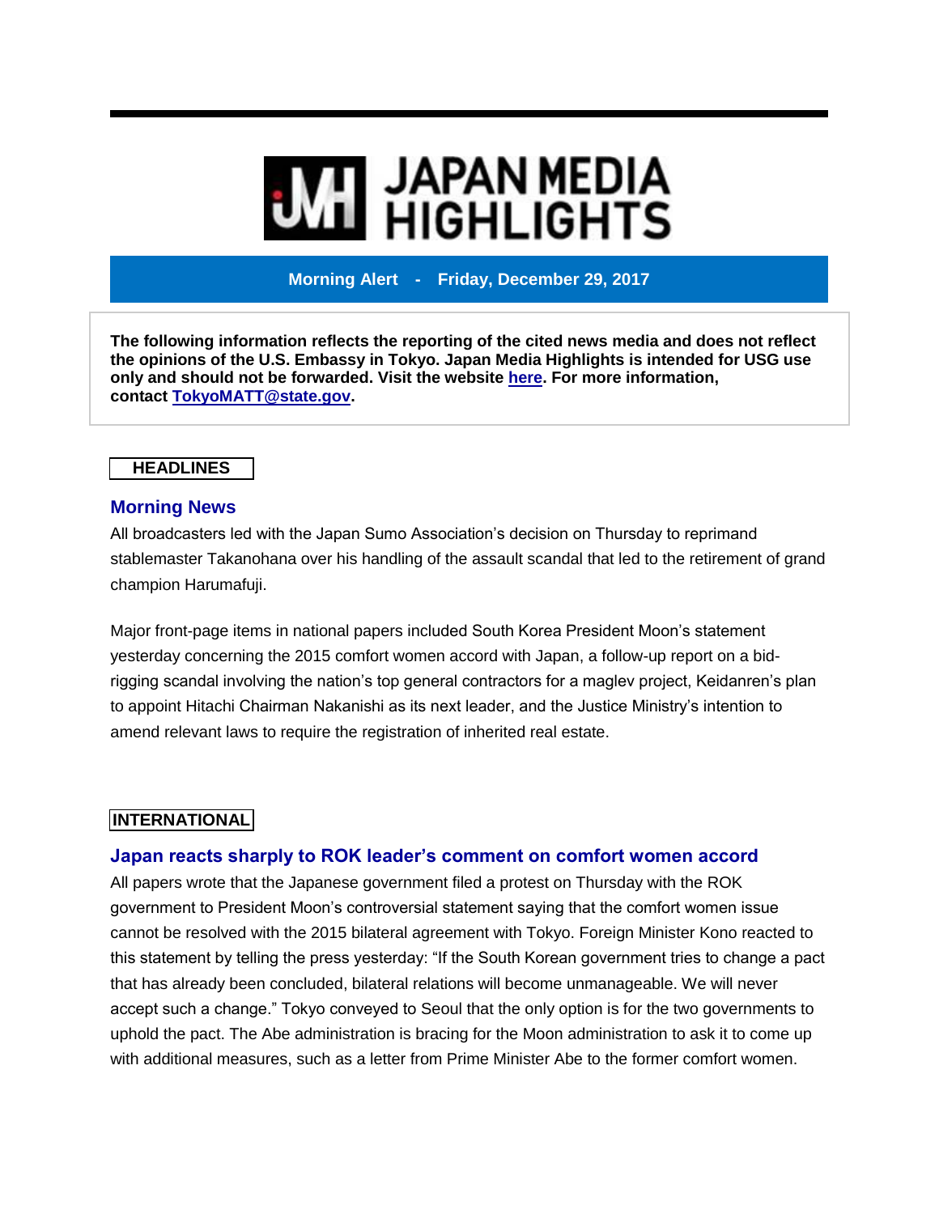# JAPAN MEDIA HIGHLIGHTS

**Morning Alert - Friday, December 29, 2017**

**The following information reflects the reporting of the cited news media and does not reflect the opinions of the U.S. Embassy in Tokyo. Japan Media Highlights is intended for USG use only and should not be forwarded. Visit the website [here](). For more information, contact [TokyoMATT@state.gov]().**

## HEADLINES

### Morning News

All broadcasters led with the Japan Sumo Association's decision on Thursday to reprimand stablemaster Takanohana over his handling of the assault scandal that led to the retirement of grand champion Harumafuji.

Major front-page items in national papers included South Korea President Moon's statement yesterday concerning the 2015 comfort women accord with Japan, a follow-up report on a bid-rigging scandal involving the nation's top general contractors for a maglev project, Keidanren's plan to appoint Hitachi Chairman Nakanishi as its next leader, and the Justice Ministry's intention to amend relevant laws to require the registration of inherited real estate.

## INTERNATIONAL

### Japan reacts sharply to ROK leader's comment on comfort women accord

All papers wrote that the Japanese government filed a protest on Thursday with the ROK government to President Moon's controversial statement saying that the comfort women issue cannot be resolved with the 2015 bilateral agreement with Tokyo. Foreign Minister Kono reacted to this statement by telling the press yesterday: "If the South Korean government tries to change a pact that has already been concluded, bilateral relations will become unmanageable. We will never accept such a change." Tokyo conveyed to Seoul that the only option is for the two governments to uphold the pact. The Abe administration is bracing for the Moon administration to ask it to come up with additional measures, such as a letter from Prime Minister Abe to the former comfort women.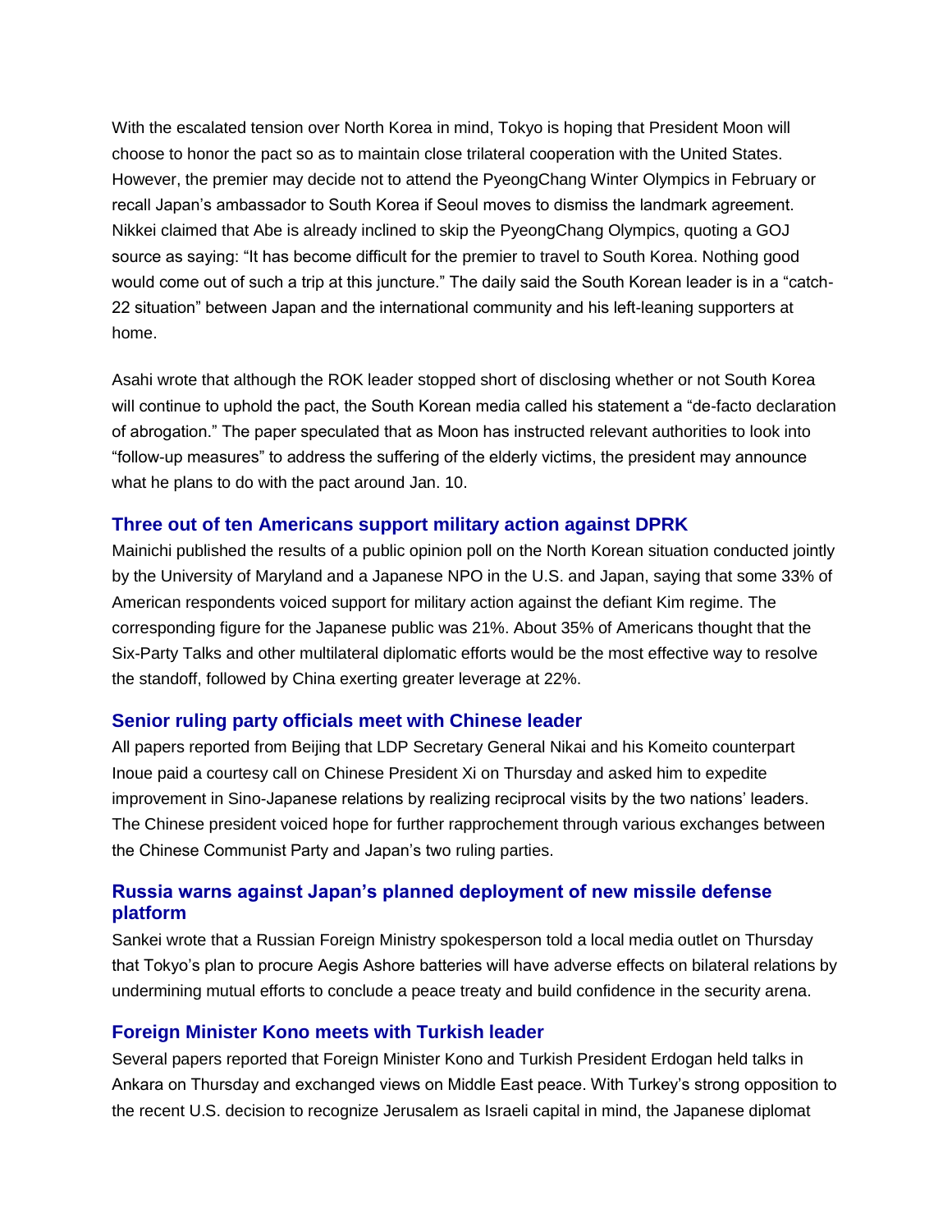With the escalated tension over North Korea in mind, Tokyo is hoping that President Moon will choose to honor the pact so as to maintain close trilateral cooperation with the United States. However, the premier may decide not to attend the PyeongChang Winter Olympics in February or recall Japan's ambassador to South Korea if Seoul moves to dismiss the landmark agreement. Nikkei claimed that Abe is already inclined to skip the PyeongChang Olympics, quoting a GOJ source as saying: "It has become difficult for the premier to travel to South Korea. Nothing good would come out of such a trip at this juncture." The daily said the South Korean leader is in a "catch-22 situation" between Japan and the international community and his left-leaning supporters at home.

Asahi wrote that although the ROK leader stopped short of disclosing whether or not South Korea will continue to uphold the pact, the South Korean media called his statement a "de-facto declaration of abrogation." The paper speculated that as Moon has instructed relevant authorities to look into "follow-up measures" to address the suffering of the elderly victims, the president may announce what he plans to do with the pact around Jan. 10.

### Three out of ten Americans support military action against DPRK

Mainichi published the results of a public opinion poll on the North Korean situation conducted jointly by the University of Maryland and a Japanese NPO in the U.S. and Japan, saying that some 33% of American respondents voiced support for military action against the defiant Kim regime. The corresponding figure for the Japanese public was 21%. About 35% of Americans thought that the Six-Party Talks and other multilateral diplomatic efforts would be the most effective way to resolve the standoff, followed by China exerting greater leverage at 22%.

### Senior ruling party officials meet with Chinese leader

All papers reported from Beijing that LDP Secretary General Nikai and his Komeito counterpart Inoue paid a courtesy call on Chinese President Xi on Thursday and asked him to expedite improvement in Sino-Japanese relations by realizing reciprocal visits by the two nations' leaders. The Chinese president voiced hope for further rapprochement through various exchanges between the Chinese Communist Party and Japan's two ruling parties.

### Russia warns against Japan's planned deployment of new missile defense platform

Sankei wrote that a Russian Foreign Ministry spokesperson told a local media outlet on Thursday that Tokyo's plan to procure Aegis Ashore batteries will have adverse effects on bilateral relations by undermining mutual efforts to conclude a peace treaty and build confidence in the security arena.

### Foreign Minister Kono meets with Turkish leader

Several papers reported that Foreign Minister Kono and Turkish President Erdogan held talks in Ankara on Thursday and exchanged views on Middle East peace. With Turkey's strong opposition to the recent U.S. decision to recognize Jerusalem as Israeli capital in mind, the Japanese diplomat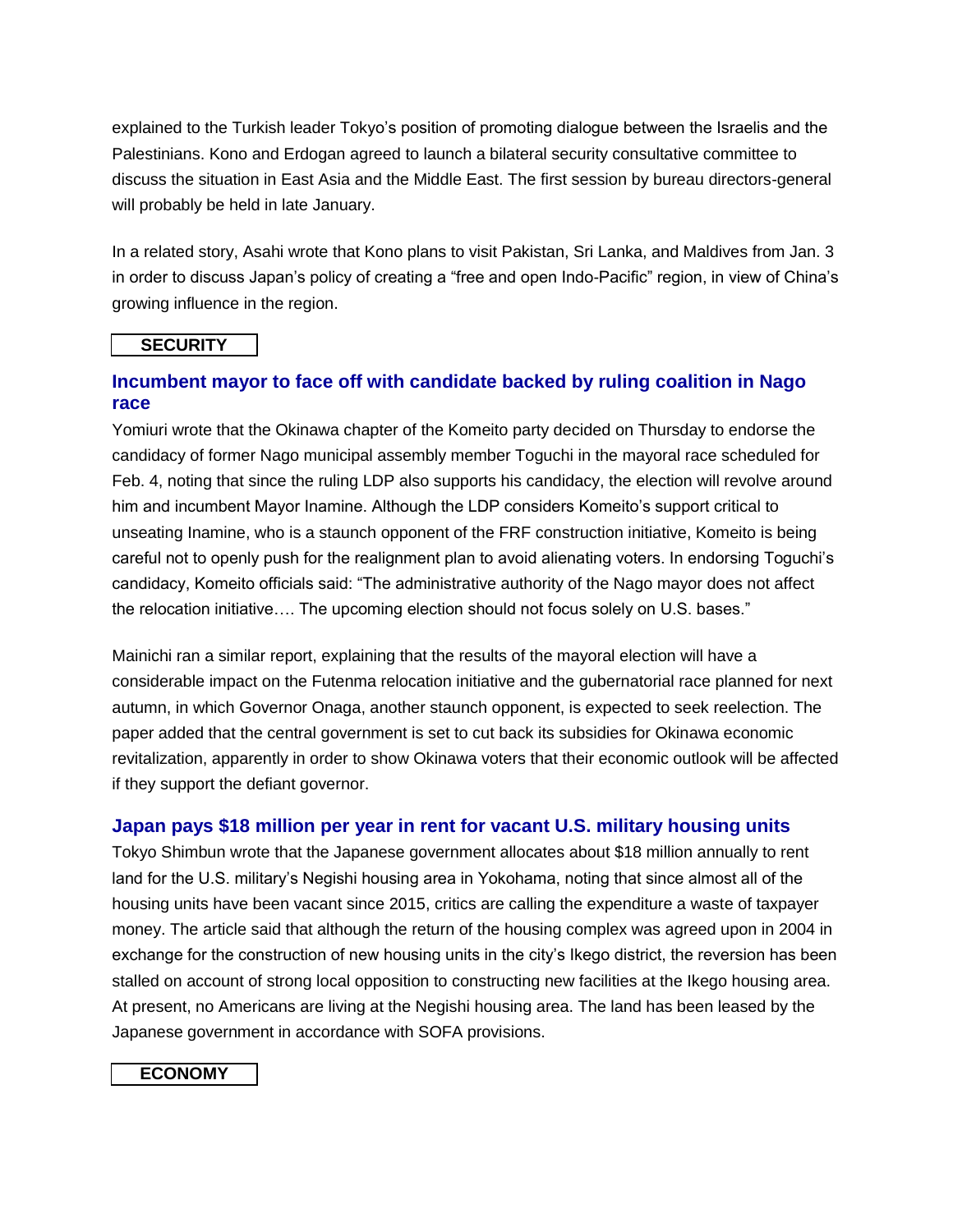explained to the Turkish leader Tokyo's position of promoting dialogue between the Israelis and the Palestinians. Kono and Erdogan agreed to launch a bilateral security consultative committee to discuss the situation in East Asia and the Middle East. The first session by bureau directors-general will probably be held in late January.

In a related story, Asahi wrote that Kono plans to visit Pakistan, Sri Lanka, and Maldives from Jan. 3 in order to discuss Japan's policy of creating a "free and open Indo-Pacific" region, in view of China's growing influence in the region.

## SECURITY

### Incumbent mayor to face off with candidate backed by ruling coalition in Nago race

Yomiuri wrote that the Okinawa chapter of the Komeito party decided on Thursday to endorse the candidacy of former Nago municipal assembly member Toguchi in the mayoral race scheduled for Feb. 4, noting that since the ruling LDP also supports his candidacy, the election will revolve around him and incumbent Mayor Inamine. Although the LDP considers Komeito's support critical to unseating Inamine, who is a staunch opponent of the FRF construction initiative, Komeito is being careful not to openly push for the realignment plan to avoid alienating voters. In endorsing Toguchi's candidacy, Komeito officials said: "The administrative authority of the Nago mayor does not affect the relocation initiative…. The upcoming election should not focus solely on U.S. bases."

Mainichi ran a similar report, explaining that the results of the mayoral election will have a considerable impact on the Futenma relocation initiative and the gubernatorial race planned for next autumn, in which Governor Onaga, another staunch opponent, is expected to seek reelection. The paper added that the central government is set to cut back its subsidies for Okinawa economic revitalization, apparently in order to show Okinawa voters that their economic outlook will be affected if they support the defiant governor.

### Japan pays $18 million per year in rent for vacant U.S. military housing units

Tokyo Shimbun wrote that the Japanese government allocates about $18 million annually to rent land for the U.S. military's Negishi housing area in Yokohama, noting that since almost all of the housing units have been vacant since 2015, critics are calling the expenditure a waste of taxpayer money. The article said that although the return of the housing complex was agreed upon in 2004 in exchange for the construction of new housing units in the city's Ikego district, the reversion has been stalled on account of strong local opposition to constructing new facilities at the Ikego housing area. At present, no Americans are living at the Negishi housing area. The land has been leased by the Japanese government in accordance with SOFA provisions.

## ECONOMY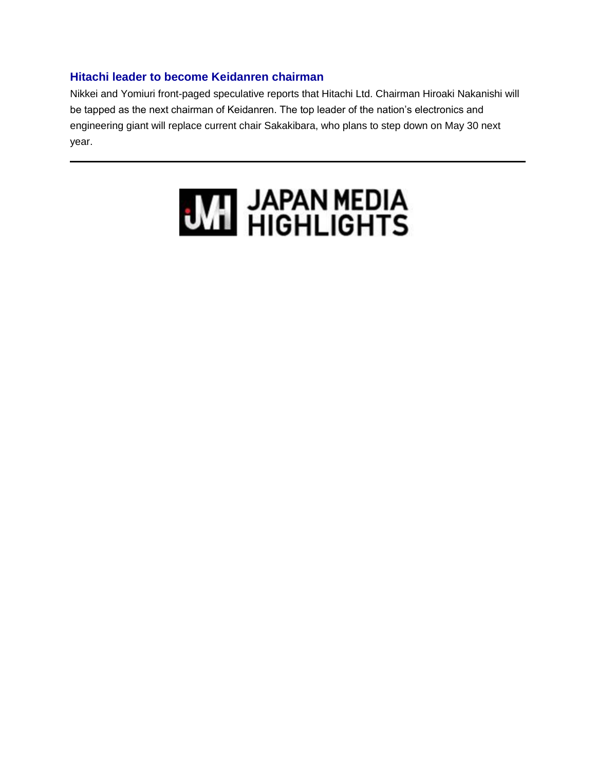### Hitachi leader to become Keidanren chairman

Nikkei and Yomiuri front-paged speculative reports that Hitachi Ltd. Chairman Hiroaki Nakanishi will be tapped as the next chairman of Keidanren. The top leader of the nation's electronics and engineering giant will replace current chair Sakakibara, who plans to step down on May 30 next year.

---

JAPAN MEDIA HIGHLIGHTS